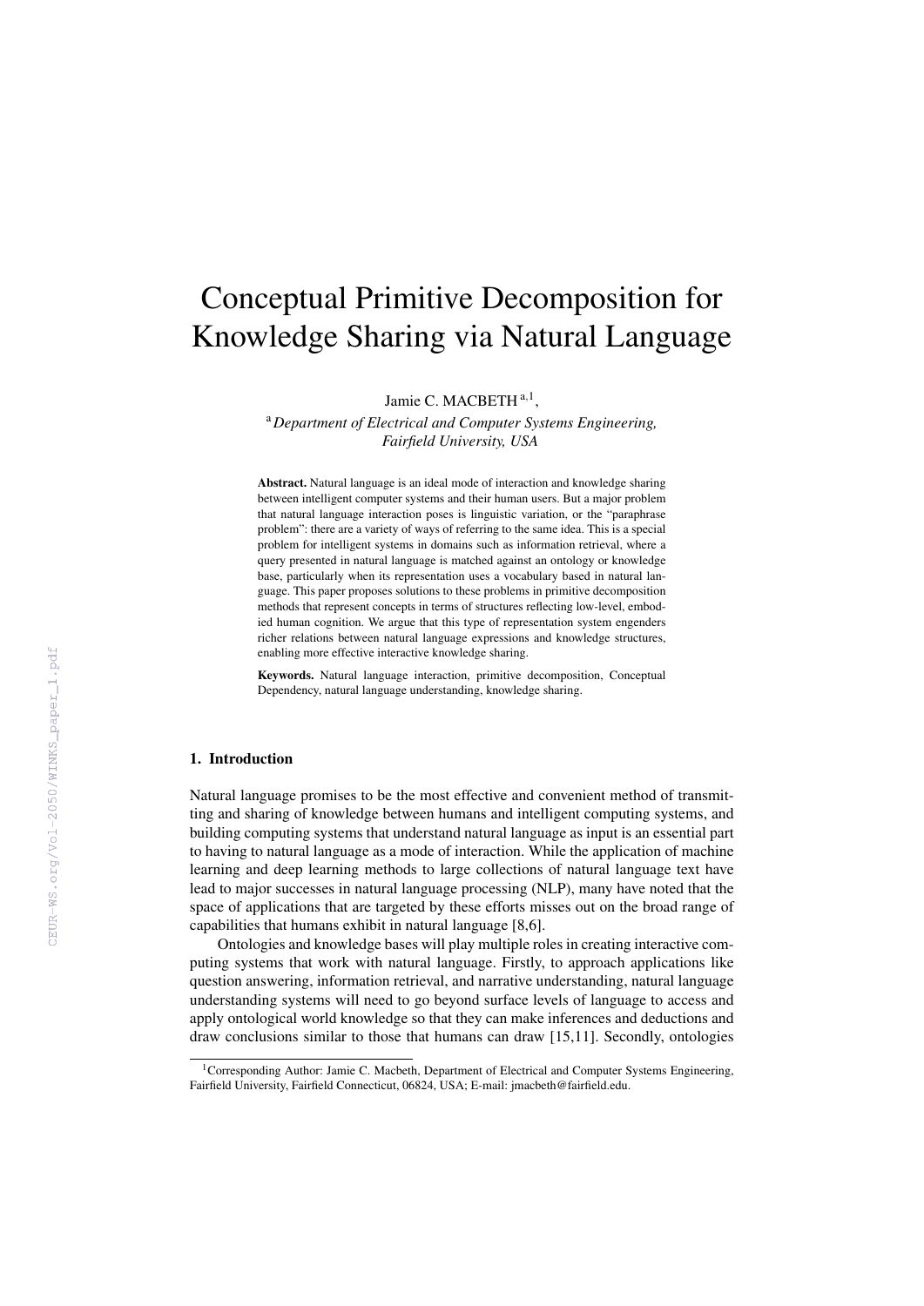# Conceptual Primitive Decomposition for Knowledge Sharing via Natural Language

Jamie C. MACBETH [a,1],

[a] *Department of Electrical and Computer Systems Engineering, Fairfield University, USA*

**Abstract.** Natural language is an ideal mode of interaction and knowledge sharing between intelligent computer systems and their human users. But a major problem that natural language interaction poses is linguistic variation, or the "paraphrase problem": there are a variety of ways of referring to the same idea. This is a special problem for intelligent systems in domains such as information retrieval, where a query presented in natural language is matched against an ontology or knowledge base, particularly when its representation uses a vocabulary based in natural language. This paper proposes solutions to these problems in primitive decomposition methods that represent concepts in terms of structures reflecting low-level, embodied human cognition. We argue that this type of representation system engenders richer relations between natural language expressions and knowledge structures, enabling more effective interactive knowledge sharing.

**Keywords.** Natural language interaction, primitive decomposition, Conceptual Dependency, natural language understanding, knowledge sharing.

## 1. Introduction

Natural language promises to be the most effective and convenient method of transmitting and sharing of knowledge between humans and intelligent computing systems, and building computing systems that understand natural language as input is an essential part to having to natural language as a mode of interaction. While the application of machine learning and deep learning methods to large collections of natural language text have lead to major successes in natural language processing (NLP), many have noted that the space of applications that are targeted by these efforts misses out on the broad range of capabilities that humans exhibit in natural language [8,6].

Ontologies and knowledge bases will play multiple roles in creating interactive computing systems that work with natural language. Firstly, to approach applications like question answering, information retrieval, and narrative understanding, natural language understanding systems will need to go beyond surface levels of language to access and apply ontological world knowledge so that they can make inferences and deductions and draw conclusions similar to those that humans can draw [15,11]. Secondly, ontologies

[1] Corresponding Author: Jamie C. Macbeth, Department of Electrical and Computer Systems Engineering, Fairfield University, Fairfield Connecticut, 06824, USA; E-mail: jmacbeth@fairfield.edu.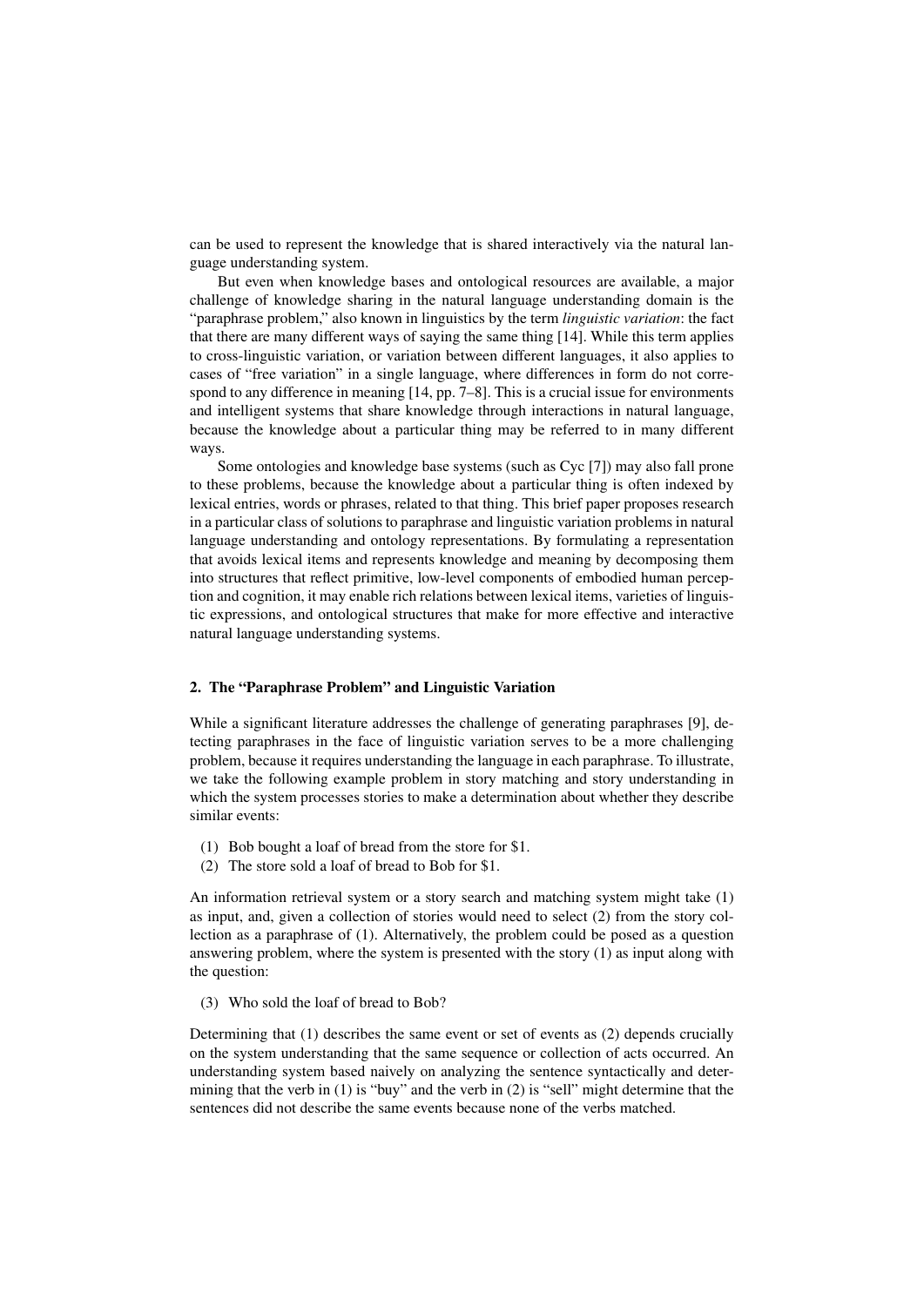can be used to represent the knowledge that is shared interactively via the natural language understanding system.

But even when knowledge bases and ontological resources are available, a major challenge of knowledge sharing in the natural language understanding domain is the "paraphrase problem," also known in linguistics by the term *linguistic variation*: the fact that there are many different ways of saying the same thing [14]. While this term applies to cross-linguistic variation, or variation between different languages, it also applies to cases of "free variation" in a single language, where differences in form do not correspond to any difference in meaning [14, pp. 7–8]. This is a crucial issue for environments and intelligent systems that share knowledge through interactions in natural language, because the knowledge about a particular thing may be referred to in many different ways.

Some ontologies and knowledge base systems (such as Cyc [7]) may also fall prone to these problems, because the knowledge about a particular thing is often indexed by lexical entries, words or phrases, related to that thing. This brief paper proposes research in a particular class of solutions to paraphrase and linguistic variation problems in natural language understanding and ontology representations. By formulating a representation that avoids lexical items and represents knowledge and meaning by decomposing them into structures that reflect primitive, low-level components of embodied human perception and cognition, it may enable rich relations between lexical items, varieties of linguistic expressions, and ontological structures that make for more effective and interactive natural language understanding systems.

## 2. The "Paraphrase Problem" and Linguistic Variation

While a significant literature addresses the challenge of generating paraphrases [9], detecting paraphrases in the face of linguistic variation serves to be a more challenging problem, because it requires understanding the language in each paraphrase. To illustrate, we take the following example problem in story matching and story understanding in which the system processes stories to make a determination about whether they describe similar events:

(1) Bob bought a loaf of bread from the store for $1.
(2) The store sold a loaf of bread to Bob for $1.

An information retrieval system or a story search and matching system might take (1) as input, and, given a collection of stories would need to select (2) from the story collection as a paraphrase of (1). Alternatively, the problem could be posed as a question answering problem, where the system is presented with the story (1) as input along with the question:

(3) Who sold the loaf of bread to Bob?

Determining that (1) describes the same event or set of events as (2) depends crucially on the system understanding that the same sequence or collection of acts occurred. An understanding system based naively on analyzing the sentence syntactically and determining that the verb in (1) is "buy" and the verb in (2) is "sell" might determine that the sentences did not describe the same events because none of the verbs matched.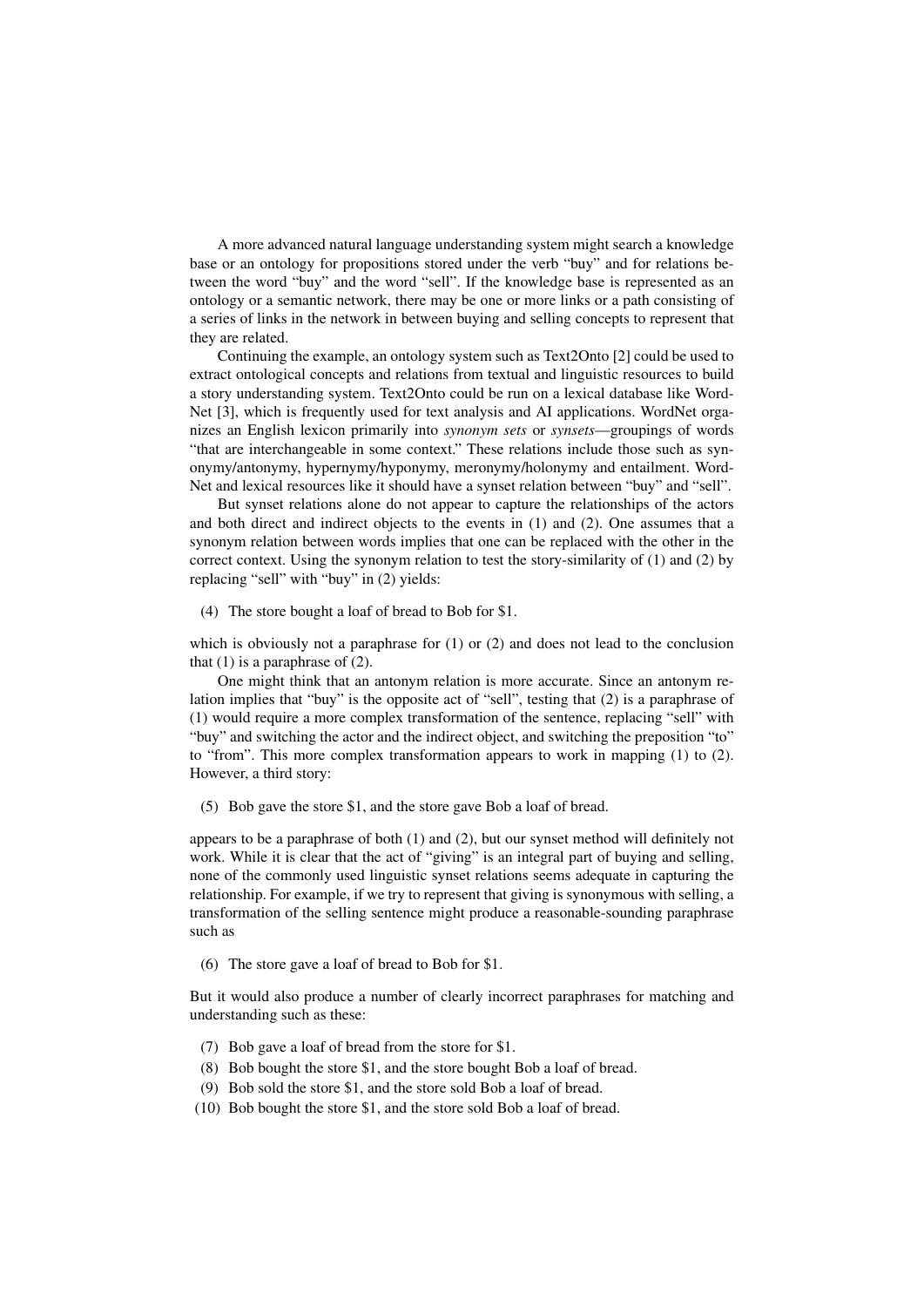A more advanced natural language understanding system might search a knowledge base or an ontology for propositions stored under the verb "buy" and for relations between the word "buy" and the word "sell". If the knowledge base is represented as an ontology or a semantic network, there may be one or more links or a path consisting of a series of links in the network in between buying and selling concepts to represent that they are related.

Continuing the example, an ontology system such as Text2Onto [2] could be used to extract ontological concepts and relations from textual and linguistic resources to build a story understanding system. Text2Onto could be run on a lexical database like WordNet [3], which is frequently used for text analysis and AI applications. WordNet organizes an English lexicon primarily into *synonym sets* or *synsets*—groupings of words "that are interchangeable in some context." These relations include those such as synonymy/antonymy, hypernymy/hyponymy, meronymy/holonymy and entailment. WordNet and lexical resources like it should have a synset relation between "buy" and "sell".

But synset relations alone do not appear to capture the relationships of the actors and both direct and indirect objects to the events in (1) and (2). One assumes that a synonym relation between words implies that one can be replaced with the other in the correct context. Using the synonym relation to test the story-similarity of (1) and (2) by replacing "sell" with "buy" in (2) yields:

(4) The store bought a loaf of bread to Bob for $1.

which is obviously not a paraphrase for (1) or (2) and does not lead to the conclusion that (1) is a paraphrase of (2).

One might think that an antonym relation is more accurate. Since an antonym relation implies that "buy" is the opposite act of "sell", testing that (2) is a paraphrase of (1) would require a more complex transformation of the sentence, replacing "sell" with "buy" and switching the actor and the indirect object, and switching the preposition "to" to "from". This more complex transformation appears to work in mapping (1) to (2). However, a third story:

(5) Bob gave the store $1, and the store gave Bob a loaf of bread.

appears to be a paraphrase of both (1) and (2), but our synset method will definitely not work. While it is clear that the act of "giving" is an integral part of buying and selling, none of the commonly used linguistic synset relations seems adequate in capturing the relationship. For example, if we try to represent that giving is synonymous with selling, a transformation of the selling sentence might produce a reasonable-sounding paraphrase such as

(6) The store gave a loaf of bread to Bob for $1.

But it would also produce a number of clearly incorrect paraphrases for matching and understanding such as these:

(7) Bob gave a loaf of bread from the store for $1.
(8) Bob bought the store $1, and the store bought Bob a loaf of bread.
(9) Bob sold the store $1, and the store sold Bob a loaf of bread.
(10) Bob bought the store $1, and the store sold Bob a loaf of bread.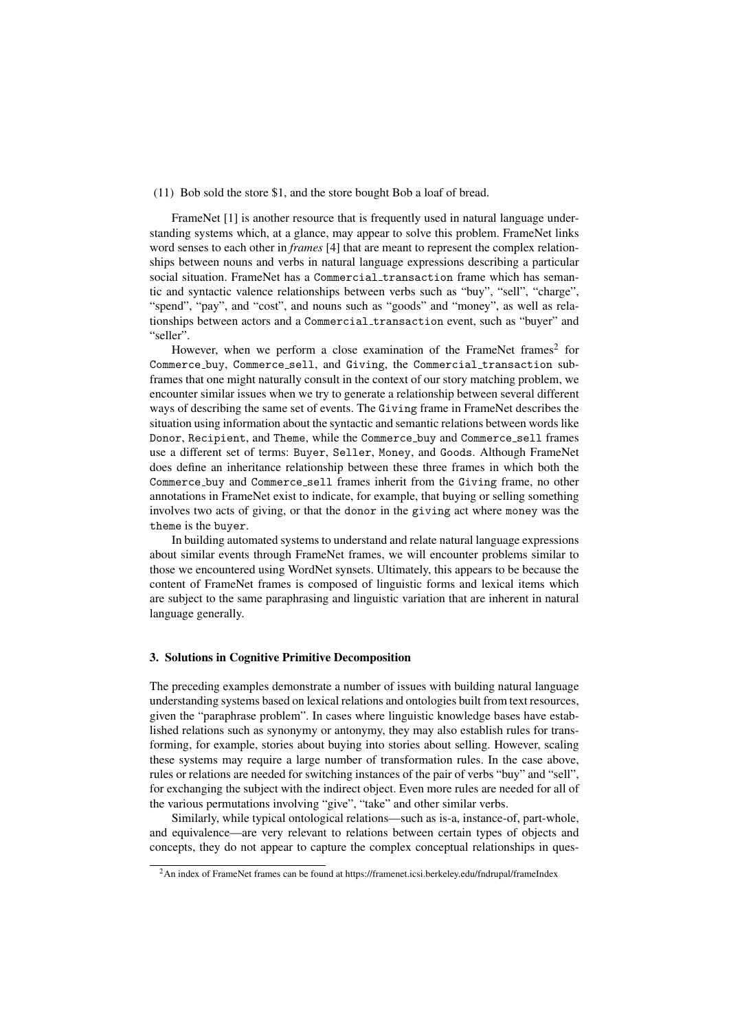(11) Bob sold the store $1, and the store bought Bob a loaf of bread.

FrameNet [1] is another resource that is frequently used in natural language understanding systems which, at a glance, may appear to solve this problem. FrameNet links word senses to each other in *frames* [4] that are meant to represent the complex relationships between nouns and verbs in natural language expressions describing a particular social situation. FrameNet has a Commercial_transaction frame which has semantic and syntactic valence relationships between verbs such as "buy", "sell", "charge", "spend", "pay", and "cost", and nouns such as "goods" and "money", as well as relationships between actors and a Commercial_transaction event, such as "buyer" and "seller".

However, when we perform a close examination of the FrameNet frames[2] for Commerce_buy, Commerce_sell, and Giving, the Commercial_transaction subframes that one might naturally consult in the context of our story matching problem, we encounter similar issues when we try to generate a relationship between several different ways of describing the same set of events. The Giving frame in FrameNet describes the situation using information about the syntactic and semantic relations between words like Donor, Recipient, and Theme, while the Commerce_buy and Commerce_sell frames use a different set of terms: Buyer, Seller, Money, and Goods. Although FrameNet does define an inheritance relationship between these three frames in which both the Commerce_buy and Commerce_sell frames inherit from the Giving frame, no other annotations in FrameNet exist to indicate, for example, that buying or selling something involves two acts of giving, or that the donor in the giving act where money was the theme is the buyer.

In building automated systems to understand and relate natural language expressions about similar events through FrameNet frames, we will encounter problems similar to those we encountered using WordNet synsets. Ultimately, this appears to be because the content of FrameNet frames is composed of linguistic forms and lexical items which are subject to the same paraphrasing and linguistic variation that are inherent in natural language generally.

## 3. Solutions in Cognitive Primitive Decomposition

The preceding examples demonstrate a number of issues with building natural language understanding systems based on lexical relations and ontologies built from text resources, given the "paraphrase problem". In cases where linguistic knowledge bases have established relations such as synonymy or antonymy, they may also establish rules for transforming, for example, stories about buying into stories about selling. However, scaling these systems may require a large number of transformation rules. In the case above, rules or relations are needed for switching instances of the pair of verbs "buy" and "sell", for exchanging the subject with the indirect object. Even more rules are needed for all of the various permutations involving "give", "take" and other similar verbs.

Similarly, while typical ontological relations—such as is-a, instance-of, part-whole, and equivalence—are very relevant to relations between certain types of objects and concepts, they do not appear to capture the complex conceptual relationships in ques-

[2] An index of FrameNet frames can be found at https://framenet.icsi.berkeley.edu/fndrupal/frameIndex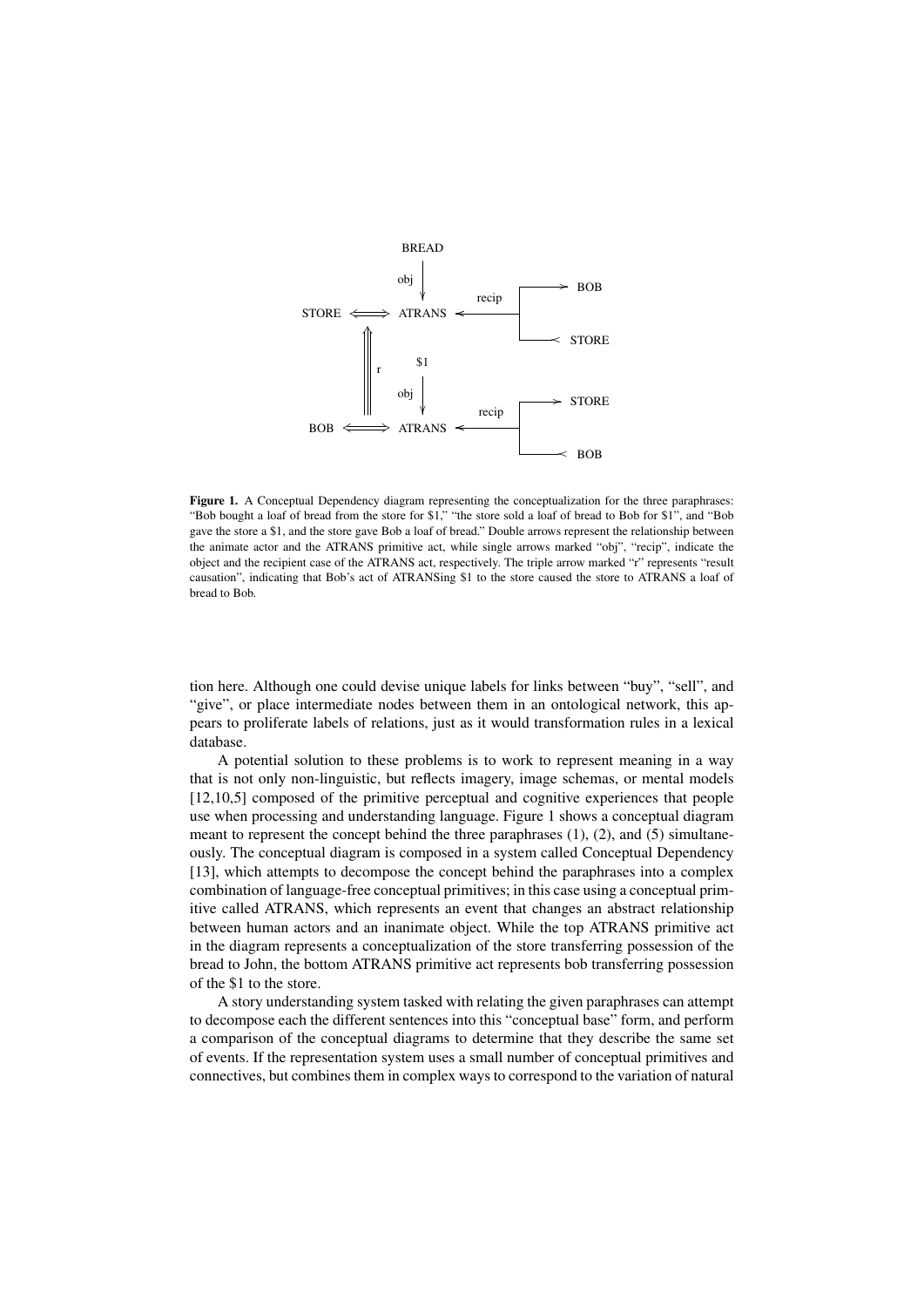**Figure 1.** A Conceptual Dependency diagram representing the conceptualization for the three paraphrases: "Bob bought a loaf of bread from the store for $1," "the store sold a loaf of bread to Bob for $1", and "Bob gave the store a $1, and the store gave Bob a loaf of bread." Double arrows represent the relationship between the animate actor and the ATRANS primitive act, while single arrows marked "obj", "recip", indicate the object and the recipient case of the ATRANS act, respectively. The triple arrow marked "r" represents "result causation", indicating that Bob's act of ATRANSing $1 to the store caused the store to ATRANS a loaf of bread to Bob.

tion here. Although one could devise unique labels for links between "buy", "sell", and "give", or place intermediate nodes between them in an ontological network, this appears to proliferate labels of relations, just as it would transformation rules in a lexical database.

A potential solution to these problems is to work to represent meaning in a way that is not only non-linguistic, but reflects imagery, image schemas, or mental models [12,10,5] composed of the primitive perceptual and cognitive experiences that people use when processing and understanding language. Figure 1 shows a conceptual diagram meant to represent the concept behind the three paraphrases (1), (2), and (5) simultaneously. The conceptual diagram is composed in a system called Conceptual Dependency [13], which attempts to decompose the concept behind the paraphrases into a complex combination of language-free conceptual primitives; in this case using a conceptual primitive called ATRANS, which represents an event that changes an abstract relationship between human actors and an inanimate object. While the top ATRANS primitive act in the diagram represents a conceptualization of the store transferring possession of the bread to John, the bottom ATRANS primitive act represents bob transferring possession of the $1 to the store.

A story understanding system tasked with relating the given paraphrases can attempt to decompose each the different sentences into this "conceptual base" form, and perform a comparison of the conceptual diagrams to determine that they describe the same set of events. If the representation system uses a small number of conceptual primitives and connectives, but combines them in complex ways to correspond to the variation of natural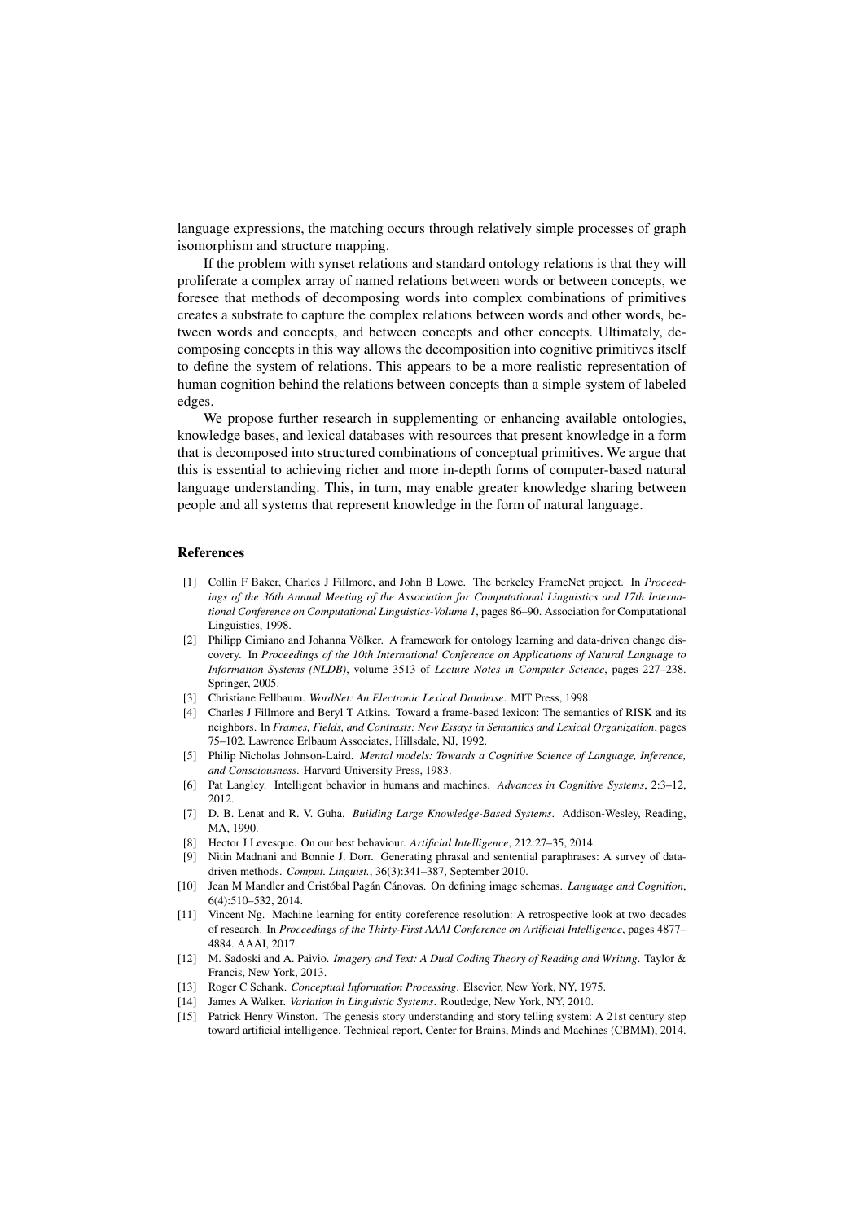language expressions, the matching occurs through relatively simple processes of graph isomorphism and structure mapping.

If the problem with synset relations and standard ontology relations is that they will proliferate a complex array of named relations between words or between concepts, we foresee that methods of decomposing words into complex combinations of primitives creates a substrate to capture the complex relations between words and other words, between words and concepts, and between concepts and other concepts. Ultimately, decomposing concepts in this way allows the decomposition into cognitive primitives itself to define the system of relations. This appears to be a more realistic representation of human cognition behind the relations between concepts than a simple system of labeled edges.

We propose further research in supplementing or enhancing available ontologies, knowledge bases, and lexical databases with resources that present knowledge in a form that is decomposed into structured combinations of conceptual primitives. We argue that this is essential to achieving richer and more in-depth forms of computer-based natural language understanding. This, in turn, may enable greater knowledge sharing between people and all systems that represent knowledge in the form of natural language.

## References

[1] Collin F Baker, Charles J Fillmore, and John B Lowe. The berkeley FrameNet project. In *Proceedings of the 36th Annual Meeting of the Association for Computational Linguistics and 17th International Conference on Computational Linguistics-Volume 1*, pages 86–90. Association for Computational Linguistics, 1998.

[2] Philipp Cimiano and Johanna Völker. A framework for ontology learning and data-driven change discovery. In *Proceedings of the 10th International Conference on Applications of Natural Language to Information Systems (NLDB)*, volume 3513 of *Lecture Notes in Computer Science*, pages 227–238. Springer, 2005.

[3] Christiane Fellbaum. *WordNet: An Electronic Lexical Database*. MIT Press, 1998.

[4] Charles J Fillmore and Beryl T Atkins. Toward a frame-based lexicon: The semantics of RISK and its neighbors. In *Frames, Fields, and Contrasts: New Essays in Semantics and Lexical Organization*, pages 75–102. Lawrence Erlbaum Associates, Hillsdale, NJ, 1992.

[5] Philip Nicholas Johnson-Laird. *Mental models: Towards a Cognitive Science of Language, Inference, and Consciousness*. Harvard University Press, 1983.

[6] Pat Langley. Intelligent behavior in humans and machines. *Advances in Cognitive Systems*, 2:3–12, 2012.

[7] D. B. Lenat and R. V. Guha. *Building Large Knowledge-Based Systems*. Addison-Wesley, Reading, MA, 1990.

[8] Hector J Levesque. On our best behaviour. *Artificial Intelligence*, 212:27–35, 2014.

[9] Nitin Madnani and Bonnie J. Dorr. Generating phrasal and sentential paraphrases: A survey of data-driven methods. *Comput. Linguist.*, 36(3):341–387, September 2010.

[10] Jean M Mandler and Cristóbal Pagán Cánovas. On defining image schemas. *Language and Cognition*, 6(4):510–532, 2014.

[11] Vincent Ng. Machine learning for entity coreference resolution: A retrospective look at two decades of research. In *Proceedings of the Thirty-First AAAI Conference on Artificial Intelligence*, pages 4877–4884. AAAI, 2017.

[12] M. Sadoski and A. Paivio. *Imagery and Text: A Dual Coding Theory of Reading and Writing*. Taylor & Francis, New York, 2013.

[13] Roger C Schank. *Conceptual Information Processing*. Elsevier, New York, NY, 1975.

[14] James A Walker. *Variation in Linguistic Systems*. Routledge, New York, NY, 2010.

[15] Patrick Henry Winston. The genesis story understanding and story telling system: A 21st century step toward artificial intelligence. Technical report, Center for Brains, Minds and Machines (CBMM), 2014.